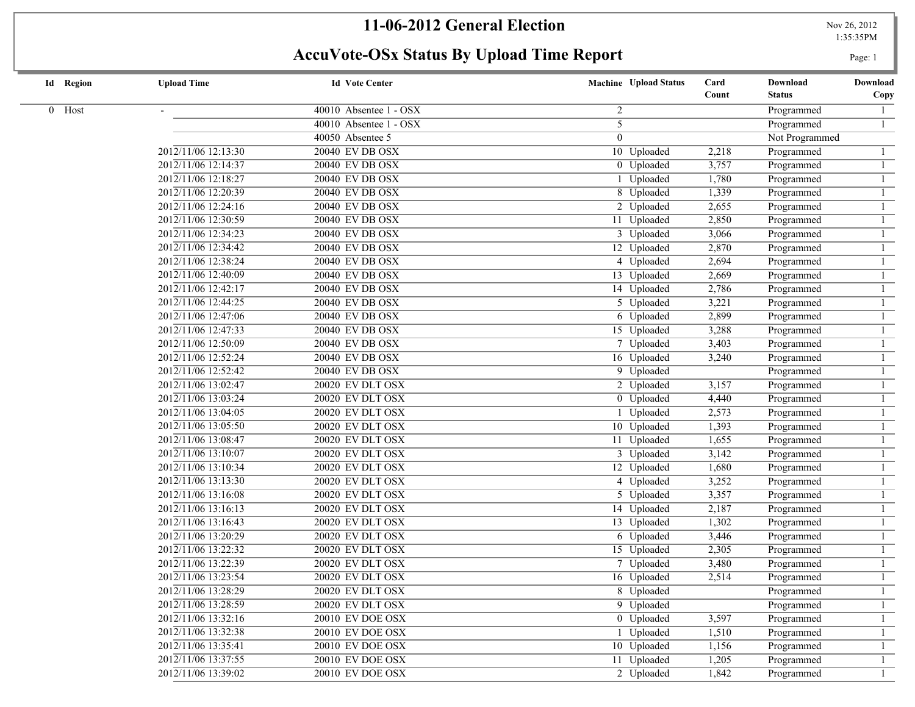# 11-06-2012 General Election

## AccuVote-OSx Status By Upload Time Report

Nov 26, 2012
1:35:35PM

| Id | Region | Upload Time | Id | Vote Center | Machine | Upload Status | Card Count | Download Status | Download Copy |
|---|---|---|---|---|---|---|---|---|---|
| 0 | Host | - | 40010 | Absentee 1 - OSX | 2 | | | Programmed | 1 |
| | | | 40010 | Absentee 1 - OSX | 5 | | | Programmed | 1 |
| | | | 40050 | Absentee 5 | 0 | | | Not Programmed | |
| | | 2012/11/06 12:13:30 | 20040 | EV DB OSX | 10 | Uploaded | 2,218 | Programmed | 1 |
| | | 2012/11/06 12:14:37 | 20040 | EV DB OSX | 0 | Uploaded | 3,757 | Programmed | 1 |
| | | 2012/11/06 12:18:27 | 20040 | EV DB OSX | 1 | Uploaded | 1,780 | Programmed | 1 |
| | | 2012/11/06 12:20:39 | 20040 | EV DB OSX | 8 | Uploaded | 1,339 | Programmed | 1 |
| | | 2012/11/06 12:24:16 | 20040 | EV DB OSX | 2 | Uploaded | 2,655 | Programmed | 1 |
| | | 2012/11/06 12:30:59 | 20040 | EV DB OSX | 11 | Uploaded | 2,850 | Programmed | 1 |
| | | 2012/11/06 12:34:23 | 20040 | EV DB OSX | 3 | Uploaded | 3,066 | Programmed | 1 |
| | | 2012/11/06 12:34:42 | 20040 | EV DB OSX | 12 | Uploaded | 2,870 | Programmed | 1 |
| | | 2012/11/06 12:38:24 | 20040 | EV DB OSX | 4 | Uploaded | 2,694 | Programmed | 1 |
| | | 2012/11/06 12:40:09 | 20040 | EV DB OSX | 13 | Uploaded | 2,669 | Programmed | 1 |
| | | 2012/11/06 12:42:17 | 20040 | EV DB OSX | 14 | Uploaded | 2,786 | Programmed | 1 |
| | | 2012/11/06 12:44:25 | 20040 | EV DB OSX | 5 | Uploaded | 3,221 | Programmed | 1 |
| | | 2012/11/06 12:47:06 | 20040 | EV DB OSX | 6 | Uploaded | 2,899 | Programmed | 1 |
| | | 2012/11/06 12:47:33 | 20040 | EV DB OSX | 15 | Uploaded | 3,288 | Programmed | 1 |
| | | 2012/11/06 12:50:09 | 20040 | EV DB OSX | 7 | Uploaded | 3,403 | Programmed | 1 |
| | | 2012/11/06 12:52:24 | 20040 | EV DB OSX | 16 | Uploaded | 3,240 | Programmed | 1 |
| | | 2012/11/06 12:52:42 | 20040 | EV DB OSX | 9 | Uploaded | | Programmed | 1 |
| | | 2012/11/06 13:02:47 | 20020 | EV DLT OSX | 2 | Uploaded | 3,157 | Programmed | 1 |
| | | 2012/11/06 13:03:24 | 20020 | EV DLT OSX | 0 | Uploaded | 4,440 | Programmed | 1 |
| | | 2012/11/06 13:04:05 | 20020 | EV DLT OSX | 1 | Uploaded | 2,573 | Programmed | 1 |
| | | 2012/11/06 13:05:50 | 20020 | EV DLT OSX | 10 | Uploaded | 1,393 | Programmed | 1 |
| | | 2012/11/06 13:08:47 | 20020 | EV DLT OSX | 11 | Uploaded | 1,655 | Programmed | 1 |
| | | 2012/11/06 13:10:07 | 20020 | EV DLT OSX | 3 | Uploaded | 3,142 | Programmed | 1 |
| | | 2012/11/06 13:10:34 | 20020 | EV DLT OSX | 12 | Uploaded | 1,680 | Programmed | 1 |
| | | 2012/11/06 13:13:30 | 20020 | EV DLT OSX | 4 | Uploaded | 3,252 | Programmed | 1 |
| | | 2012/11/06 13:16:08 | 20020 | EV DLT OSX | 5 | Uploaded | 3,357 | Programmed | 1 |
| | | 2012/11/06 13:16:13 | 20020 | EV DLT OSX | 14 | Uploaded | 2,187 | Programmed | 1 |
| | | 2012/11/06 13:16:43 | 20020 | EV DLT OSX | 13 | Uploaded | 1,302 | Programmed | 1 |
| | | 2012/11/06 13:20:29 | 20020 | EV DLT OSX | 6 | Uploaded | 3,446 | Programmed | 1 |
| | | 2012/11/06 13:22:32 | 20020 | EV DLT OSX | 15 | Uploaded | 2,305 | Programmed | 1 |
| | | 2012/11/06 13:22:39 | 20020 | EV DLT OSX | 7 | Uploaded | 3,480 | Programmed | 1 |
| | | 2012/11/06 13:23:54 | 20020 | EV DLT OSX | 16 | Uploaded | 2,514 | Programmed | 1 |
| | | 2012/11/06 13:28:29 | 20020 | EV DLT OSX | 8 | Uploaded | | Programmed | 1 |
| | | 2012/11/06 13:28:59 | 20020 | EV DLT OSX | 9 | Uploaded | | Programmed | 1 |
| | | 2012/11/06 13:32:16 | 20010 | EV DOE OSX | 0 | Uploaded | 3,597 | Programmed | 1 |
| | | 2012/11/06 13:32:38 | 20010 | EV DOE OSX | 1 | Uploaded | 1,510 | Programmed | 1 |
| | | 2012/11/06 13:35:41 | 20010 | EV DOE OSX | 10 | Uploaded | 1,156 | Programmed | 1 |
| | | 2012/11/06 13:37:55 | 20010 | EV DOE OSX | 11 | Uploaded | 1,205 | Programmed | 1 |
| | | 2012/11/06 13:39:02 | 20010 | EV DOE OSX | 2 | Uploaded | 1,842 | Programmed | 1 |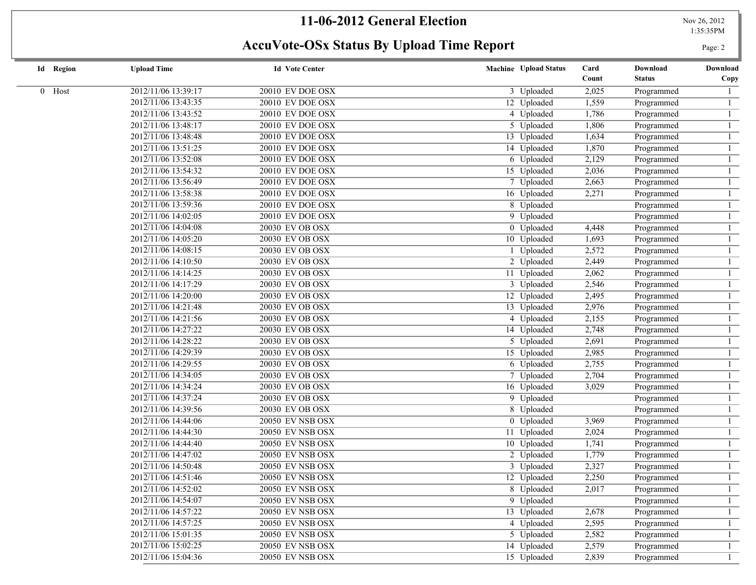# 11-06-2012 General Election

## AccuVote-OSx Status By Upload Time Report

Nov 26, 2012
1:35:35PM

| Id | Region | Upload Time | Id | Vote Center | Machine | Upload Status | Card Count | Download Status | Download Copy |
|---|---|---|---|---|---|---|---|---|---|
| 0 | Host | 2012/11/06 13:39:17 | 20010 | EV DOE OSX | 3 | Uploaded | 2,025 | Programmed | 1 |
| | | 2012/11/06 13:43:35 | 20010 | EV DOE OSX | 12 | Uploaded | 1,559 | Programmed | 1 |
| | | 2012/11/06 13:43:52 | 20010 | EV DOE OSX | 4 | Uploaded | 1,786 | Programmed | 1 |
| | | 2012/11/06 13:48:17 | 20010 | EV DOE OSX | 5 | Uploaded | 1,806 | Programmed | 1 |
| | | 2012/11/06 13:48:48 | 20010 | EV DOE OSX | 13 | Uploaded | 1,634 | Programmed | 1 |
| | | 2012/11/06 13:51:25 | 20010 | EV DOE OSX | 14 | Uploaded | 1,870 | Programmed | 1 |
| | | 2012/11/06 13:52:08 | 20010 | EV DOE OSX | 6 | Uploaded | 2,129 | Programmed | 1 |
| | | 2012/11/06 13:54:32 | 20010 | EV DOE OSX | 15 | Uploaded | 2,036 | Programmed | 1 |
| | | 2012/11/06 13:56:49 | 20010 | EV DOE OSX | 7 | Uploaded | 2,663 | Programmed | 1 |
| | | 2012/11/06 13:58:38 | 20010 | EV DOE OSX | 16 | Uploaded | 2,271 | Programmed | 1 |
| | | 2012/11/06 13:59:36 | 20010 | EV DOE OSX | 8 | Uploaded | | Programmed | 1 |
| | | 2012/11/06 14:02:05 | 20010 | EV DOE OSX | 9 | Uploaded | | Programmed | 1 |
| | | 2012/11/06 14:04:08 | 20030 | EV OB OSX | 0 | Uploaded | 4,448 | Programmed | 1 |
| | | 2012/11/06 14:05:20 | 20030 | EV OB OSX | 10 | Uploaded | 1,693 | Programmed | 1 |
| | | 2012/11/06 14:08:15 | 20030 | EV OB OSX | 1 | Uploaded | 2,572 | Programmed | 1 |
| | | 2012/11/06 14:10:50 | 20030 | EV OB OSX | 2 | Uploaded | 2,449 | Programmed | 1 |
| | | 2012/11/06 14:14:25 | 20030 | EV OB OSX | 11 | Uploaded | 2,062 | Programmed | 1 |
| | | 2012/11/06 14:17:29 | 20030 | EV OB OSX | 3 | Uploaded | 2,546 | Programmed | 1 |
| | | 2012/11/06 14:20:00 | 20030 | EV OB OSX | 12 | Uploaded | 2,495 | Programmed | 1 |
| | | 2012/11/06 14:21:48 | 20030 | EV OB OSX | 13 | Uploaded | 2,976 | Programmed | 1 |
| | | 2012/11/06 14:21:56 | 20030 | EV OB OSX | 4 | Uploaded | 2,155 | Programmed | 1 |
| | | 2012/11/06 14:27:22 | 20030 | EV OB OSX | 14 | Uploaded | 2,748 | Programmed | 1 |
| | | 2012/11/06 14:28:22 | 20030 | EV OB OSX | 5 | Uploaded | 2,691 | Programmed | 1 |
| | | 2012/11/06 14:29:39 | 20030 | EV OB OSX | 15 | Uploaded | 2,985 | Programmed | 1 |
| | | 2012/11/06 14:29:55 | 20030 | EV OB OSX | 6 | Uploaded | 2,755 | Programmed | 1 |
| | | 2012/11/06 14:34:05 | 20030 | EV OB OSX | 7 | Uploaded | 2,704 | Programmed | 1 |
| | | 2012/11/06 14:34:24 | 20030 | EV OB OSX | 16 | Uploaded | 3,029 | Programmed | 1 |
| | | 2012/11/06 14:37:24 | 20030 | EV OB OSX | 9 | Uploaded | | Programmed | 1 |
| | | 2012/11/06 14:39:56 | 20030 | EV OB OSX | 8 | Uploaded | | Programmed | 1 |
| | | 2012/11/06 14:44:06 | 20050 | EV NSB OSX | 0 | Uploaded | 3,969 | Programmed | 1 |
| | | 2012/11/06 14:44:30 | 20050 | EV NSB OSX | 11 | Uploaded | 2,024 | Programmed | 1 |
| | | 2012/11/06 14:44:40 | 20050 | EV NSB OSX | 10 | Uploaded | 1,741 | Programmed | 1 |
| | | 2012/11/06 14:47:02 | 20050 | EV NSB OSX | 2 | Uploaded | 1,779 | Programmed | 1 |
| | | 2012/11/06 14:50:48 | 20050 | EV NSB OSX | 3 | Uploaded | 2,327 | Programmed | 1 |
| | | 2012/11/06 14:51:46 | 20050 | EV NSB OSX | 12 | Uploaded | 2,250 | Programmed | 1 |
| | | 2012/11/06 14:52:02 | 20050 | EV NSB OSX | 8 | Uploaded | 2,017 | Programmed | 1 |
| | | 2012/11/06 14:54:07 | 20050 | EV NSB OSX | 9 | Uploaded | | Programmed | 1 |
| | | 2012/11/06 14:57:22 | 20050 | EV NSB OSX | 13 | Uploaded | 2,678 | Programmed | 1 |
| | | 2012/11/06 14:57:25 | 20050 | EV NSB OSX | 4 | Uploaded | 2,595 | Programmed | 1 |
| | | 2012/11/06 15:01:35 | 20050 | EV NSB OSX | 5 | Uploaded | 2,582 | Programmed | 1 |
| | | 2012/11/06 15:02:25 | 20050 | EV NSB OSX | 14 | Uploaded | 2,579 | Programmed | 1 |
| | | 2012/11/06 15:04:36 | 20050 | EV NSB OSX | 15 | Uploaded | 2,839 | Programmed | 1 |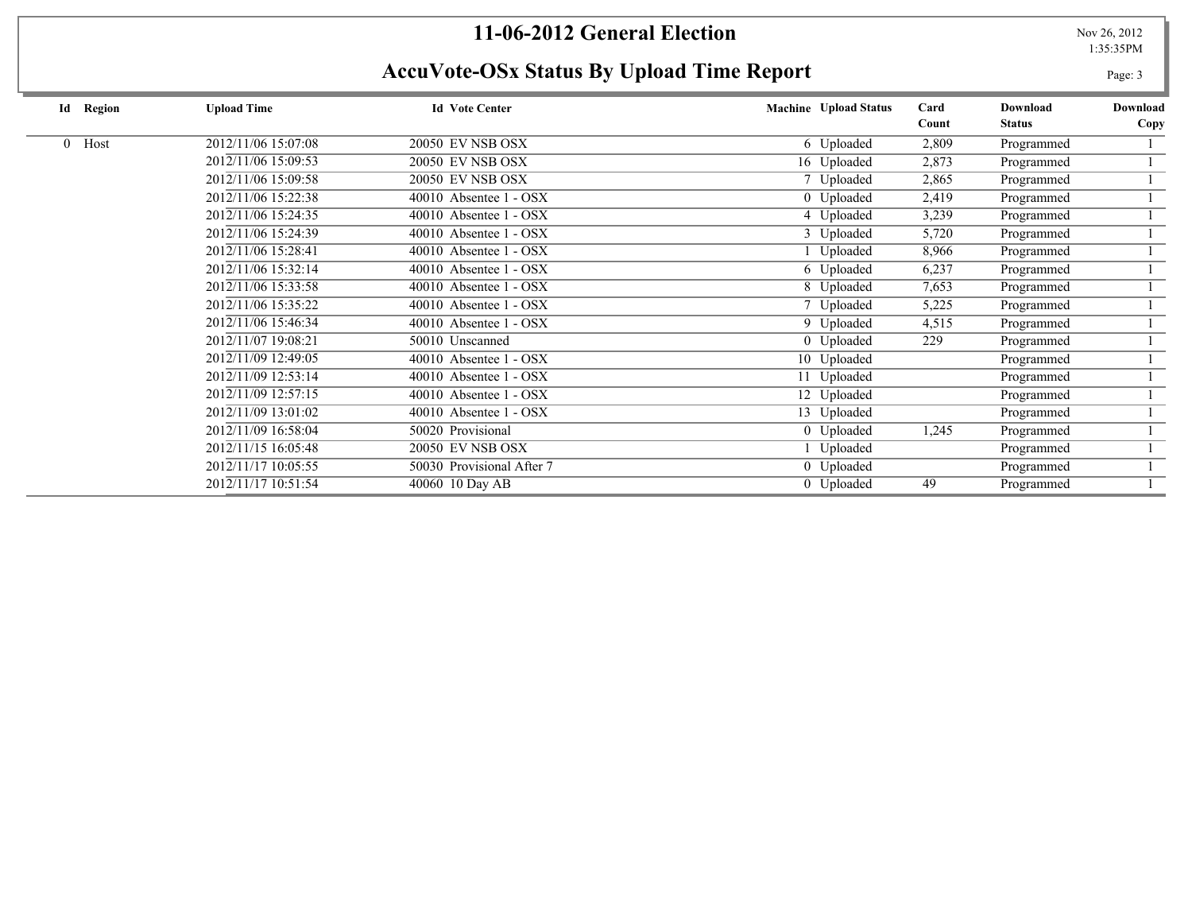# 11-06-2012 General Election

## AccuVote-OSx Status By Upload Time Report

Nov 26, 2012
1:35:35PM

| Id | Region | Upload Time | Id | Vote Center | Machine | Upload Status | Card Count | Download Status | Download Copy |
|---|---|---|---|---|---|---|---|---|---|
| 0 | Host | 2012/11/06 15:07:08 | 20050 | EV NSB OSX | 6 | Uploaded | 2,809 | Programmed | 1 |
| | | 2012/11/06 15:09:53 | 20050 | EV NSB OSX | 16 | Uploaded | 2,873 | Programmed | 1 |
| | | 2012/11/06 15:09:58 | 20050 | EV NSB OSX | 7 | Uploaded | 2,865 | Programmed | 1 |
| | | 2012/11/06 15:22:38 | 40010 | Absentee 1 - OSX | 0 | Uploaded | 2,419 | Programmed | 1 |
| | | 2012/11/06 15:24:35 | 40010 | Absentee 1 - OSX | 4 | Uploaded | 3,239 | Programmed | 1 |
| | | 2012/11/06 15:24:39 | 40010 | Absentee 1 - OSX | 3 | Uploaded | 5,720 | Programmed | 1 |
| | | 2012/11/06 15:28:41 | 40010 | Absentee 1 - OSX | 1 | Uploaded | 8,966 | Programmed | 1 |
| | | 2012/11/06 15:32:14 | 40010 | Absentee 1 - OSX | 6 | Uploaded | 6,237 | Programmed | 1 |
| | | 2012/11/06 15:33:58 | 40010 | Absentee 1 - OSX | 8 | Uploaded | 7,653 | Programmed | 1 |
| | | 2012/11/06 15:35:22 | 40010 | Absentee 1 - OSX | 7 | Uploaded | 5,225 | Programmed | 1 |
| | | 2012/11/06 15:46:34 | 40010 | Absentee 1 - OSX | 9 | Uploaded | 4,515 | Programmed | 1 |
| | | 2012/11/07 19:08:21 | 50010 | Unscanned | 0 | Uploaded | 229 | Programmed | 1 |
| | | 2012/11/09 12:49:05 | 40010 | Absentee 1 - OSX | 10 | Uploaded | | Programmed | 1 |
| | | 2012/11/09 12:53:14 | 40010 | Absentee 1 - OSX | 11 | Uploaded | | Programmed | 1 |
| | | 2012/11/09 12:57:15 | 40010 | Absentee 1 - OSX | 12 | Uploaded | | Programmed | 1 |
| | | 2012/11/09 13:01:02 | 40010 | Absentee 1 - OSX | 13 | Uploaded | | Programmed | 1 |
| | | 2012/11/09 16:58:04 | 50020 | Provisional | 0 | Uploaded | 1,245 | Programmed | 1 |
| | | 2012/11/15 16:05:48 | 20050 | EV NSB OSX | 1 | Uploaded | | Programmed | 1 |
| | | 2012/11/17 10:05:55 | 50030 | Provisional After 7 | 0 | Uploaded | | Programmed | 1 |
| | | 2012/11/17 10:51:54 | 40060 | 10 Day AB | 0 | Uploaded | 49 | Programmed | 1 |